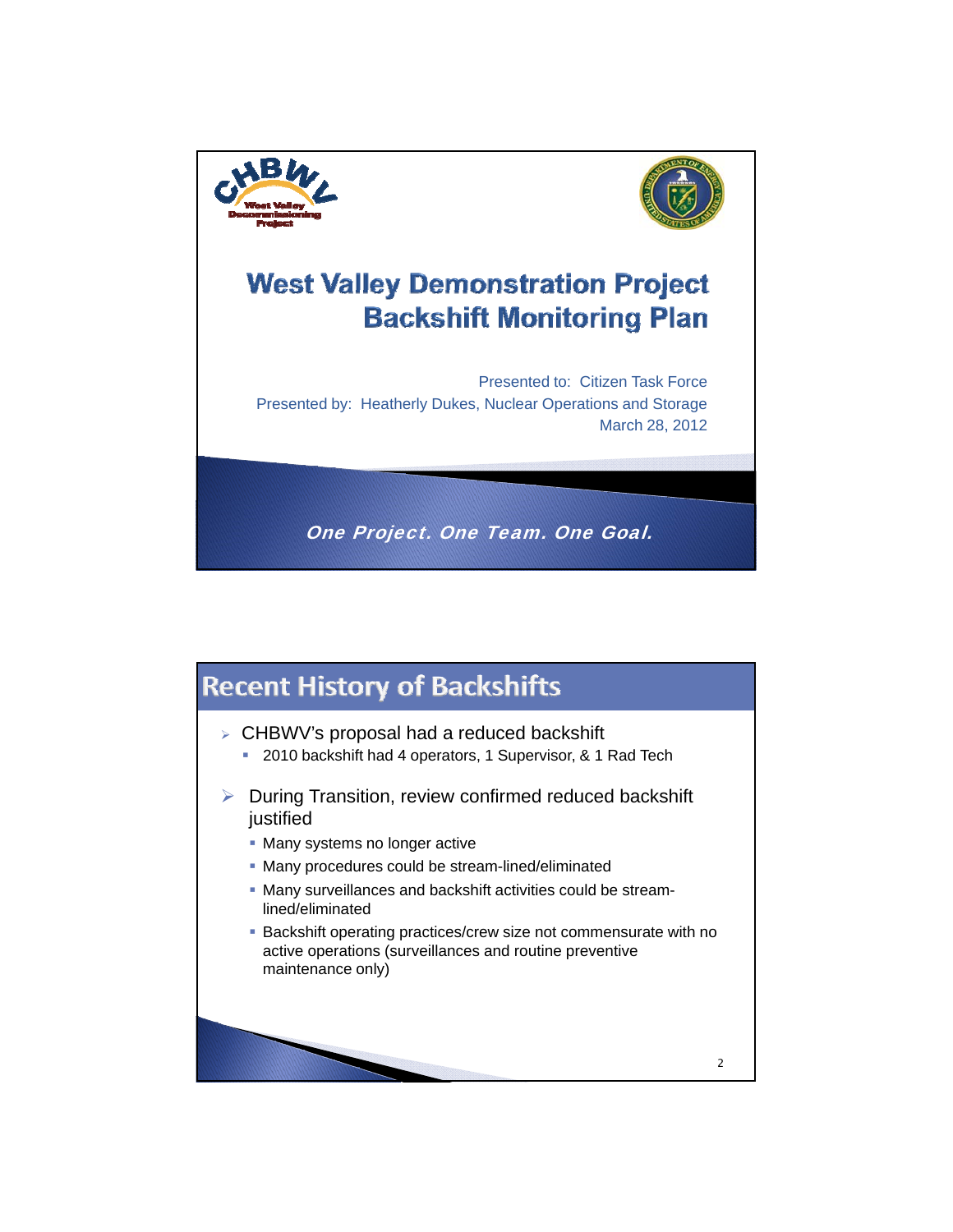# West Valley Demonstration Project Backshift Monitoring Plan

Presented to: Citizen Task Force

Presented by: Heatherly Dukes, Nuclear Operations and Storage

March 28, 2012

*One Project. One Team. One Goal.*

## Recent History of Backshifts

- CHBWV's proposal had a reduced backshift
  - 2010 backshift had 4 operators, 1 Supervisor, & 1 Rad Tech
- During Transition, review confirmed reduced backshift justified
  - Many systems no longer active
  - Many procedures could be stream-lined/eliminated
  - Many surveillances and backshift activities could be stream-lined/eliminated
  - Backshift operating practices/crew size not commensurate with no active operations (surveillances and routine preventive maintenance only)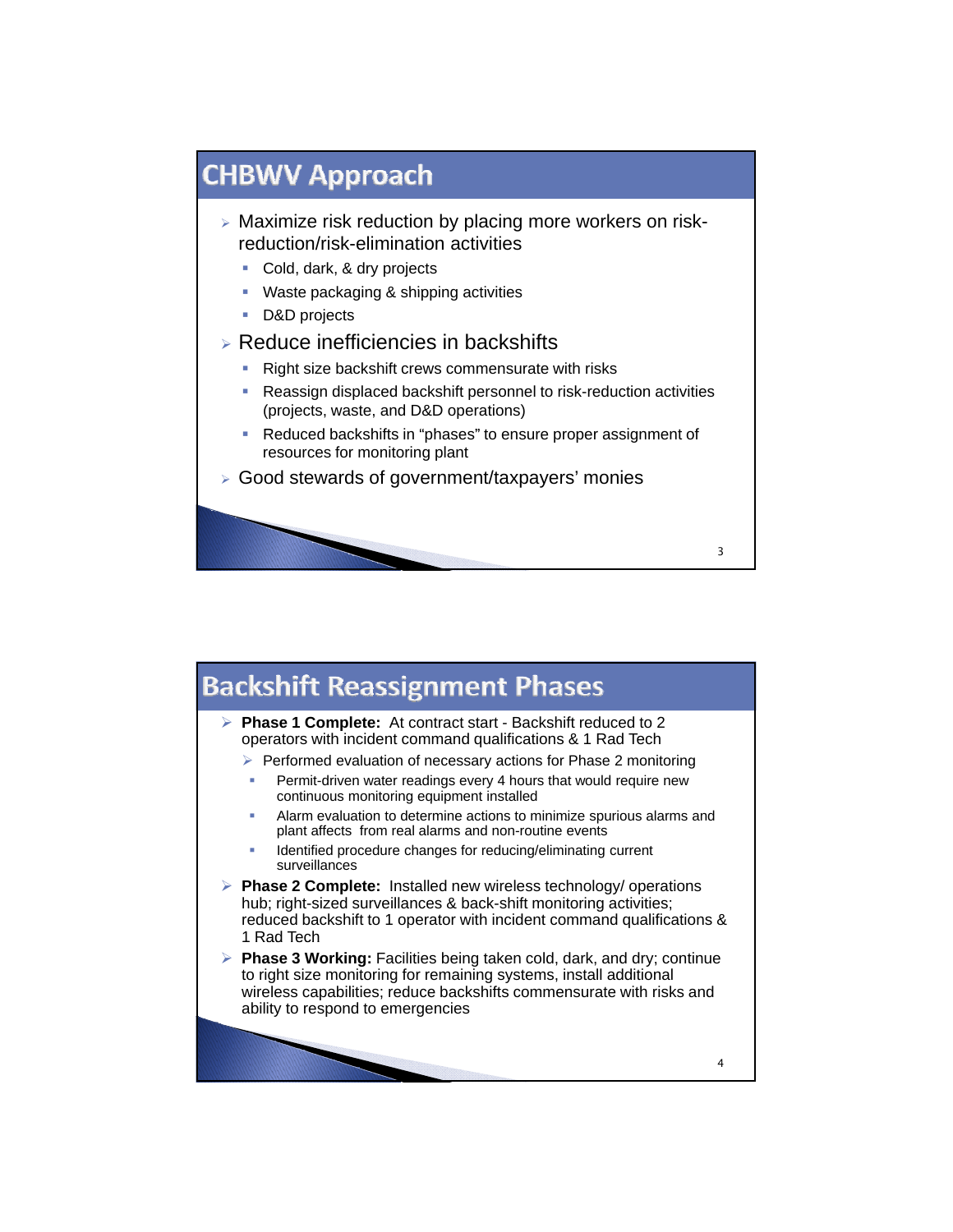# CHBWV Approach

- Maximize risk reduction by placing more workers on risk-reduction/risk-elimination activities
  - Cold, dark, & dry projects
  - Waste packaging & shipping activities
  - D&D projects
- Reduce inefficiencies in backshifts
  - Right size backshift crews commensurate with risks
  - Reassign displaced backshift personnel to risk-reduction activities (projects, waste, and D&D operations)
  - Reduced backshifts in "phases" to ensure proper assignment of resources for monitoring plant
- Good stewards of government/taxpayers' monies

# Backshift Reassignment Phases

- **Phase 1 Complete:** At contract start - Backshift reduced to 2 operators with incident command qualifications & 1 Rad Tech
  - Performed evaluation of necessary actions for Phase 2 monitoring
    - Permit-driven water readings every 4 hours that would require new continuous monitoring equipment installed
    - Alarm evaluation to determine actions to minimize spurious alarms and plant affects from real alarms and non-routine events
    - Identified procedure changes for reducing/eliminating current surveillances
- **Phase 2 Complete:** Installed new wireless technology/ operations hub; right-sized surveillances & back-shift monitoring activities; reduced backshift to 1 operator with incident command qualifications & 1 Rad Tech
- **Phase 3 Working:** Facilities being taken cold, dark, and dry; continue to right size monitoring for remaining systems, install additional wireless capabilities; reduce backshifts commensurate with risks and ability to respond to emergencies